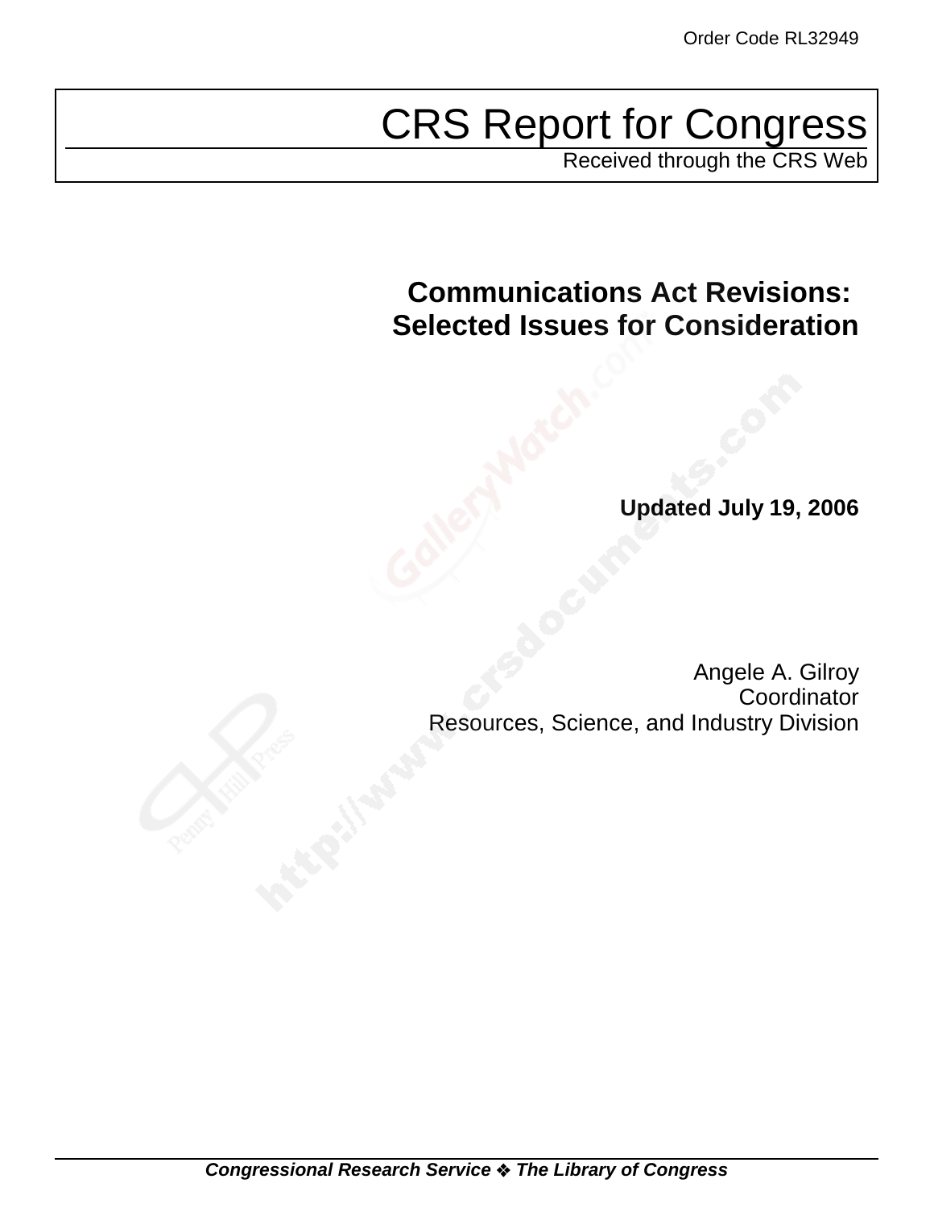Order Code RL32949

# CRS Report for Congress

Received through the CRS Web

## Communications Act Revisions: Selected Issues for Consideration

**Updated July 19, 2006**

Angele A. Gilroy
Coordinator
Resources, Science, and Industry Division

***Congressional Research Service ❖ The Library of Congress***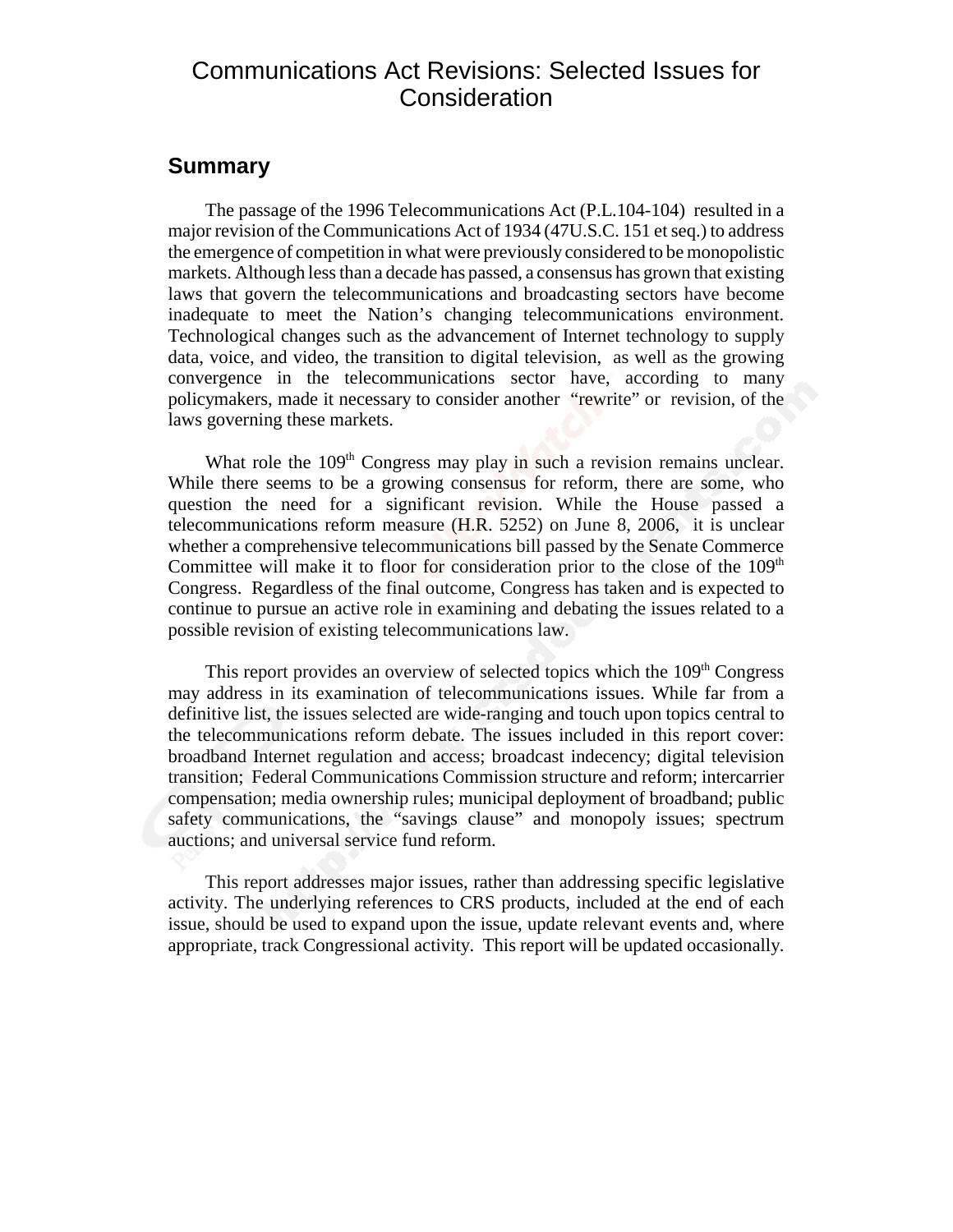# Communications Act Revisions: Selected Issues for Consideration

## Summary

The passage of the 1996 Telecommunications Act (P.L.104-104) resulted in a major revision of the Communications Act of 1934 (47U.S.C. 151 et seq.) to address the emergence of competition in what were previously considered to be monopolistic markets. Although less than a decade has passed, a consensus has grown that existing laws that govern the telecommunications and broadcasting sectors have become inadequate to meet the Nation's changing telecommunications environment. Technological changes such as the advancement of Internet technology to supply data, voice, and video, the transition to digital television, as well as the growing convergence in the telecommunications sector have, according to many policymakers, made it necessary to consider another "rewrite" or revision, of the laws governing these markets.

What role the 109th Congress may play in such a revision remains unclear. While there seems to be a growing consensus for reform, there are some, who question the need for a significant revision. While the House passed a telecommunications reform measure (H.R. 5252) on June 8, 2006, it is unclear whether a comprehensive telecommunications bill passed by the Senate Commerce Committee will make it to floor for consideration prior to the close of the 109th Congress. Regardless of the final outcome, Congress has taken and is expected to continue to pursue an active role in examining and debating the issues related to a possible revision of existing telecommunications law.

This report provides an overview of selected topics which the 109th Congress may address in its examination of telecommunications issues. While far from a definitive list, the issues selected are wide-ranging and touch upon topics central to the telecommunications reform debate. The issues included in this report cover: broadband Internet regulation and access; broadcast indecency; digital television transition; Federal Communications Commission structure and reform; intercarrier compensation; media ownership rules; municipal deployment of broadband; public safety communications, the "savings clause" and monopoly issues; spectrum auctions; and universal service fund reform.

This report addresses major issues, rather than addressing specific legislative activity. The underlying references to CRS products, included at the end of each issue, should be used to expand upon the issue, update relevant events and, where appropriate, track Congressional activity. This report will be updated occasionally.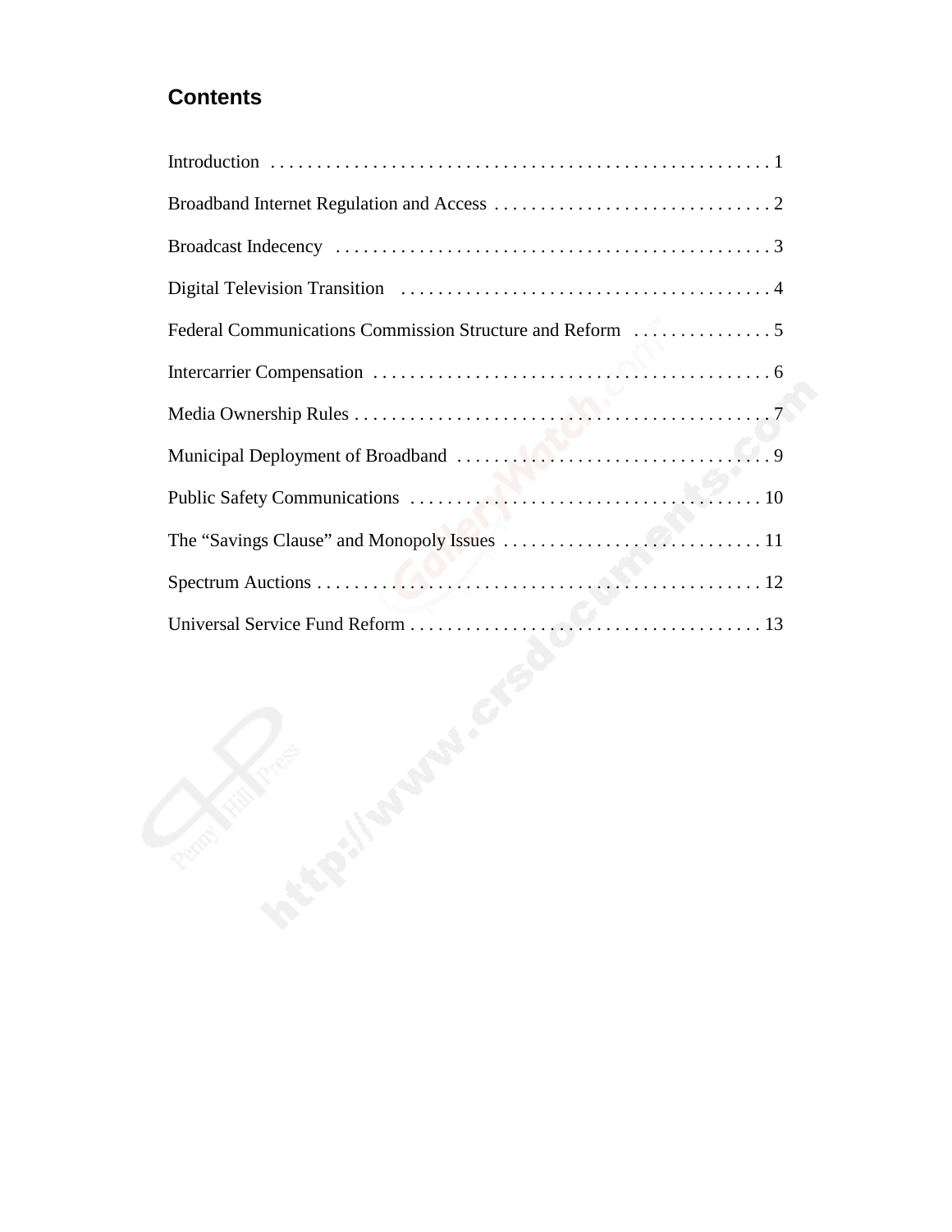# Contents

Introduction . . . . . . . . . . . . . . . . . . . . . . . . . . . . . . . . . . . . . . . . . . . . . . . . . . . . . . 1

Broadband Internet Regulation and Access . . . . . . . . . . . . . . . . . . . . . . . . . . . . . . 2

Broadcast Indecency . . . . . . . . . . . . . . . . . . . . . . . . . . . . . . . . . . . . . . . . . . . . . . . 3

Digital Television Transition . . . . . . . . . . . . . . . . . . . . . . . . . . . . . . . . . . . . . . . . . 4

Federal Communications Commission Structure and Reform . . . . . . . . . . . . . . . 5

Intercarrier Compensation . . . . . . . . . . . . . . . . . . . . . . . . . . . . . . . . . . . . . . . . . . . 6

Media Ownership Rules . . . . . . . . . . . . . . . . . . . . . . . . . . . . . . . . . . . . . . . . . . . . . 7

Municipal Deployment of Broadband . . . . . . . . . . . . . . . . . . . . . . . . . . . . . . . . . . 9

Public Safety Communications . . . . . . . . . . . . . . . . . . . . . . . . . . . . . . . . . . . . . . 10

The "Savings Clause" and Monopoly Issues . . . . . . . . . . . . . . . . . . . . . . . . . . . . 11

Spectrum Auctions . . . . . . . . . . . . . . . . . . . . . . . . . . . . . . . . . . . . . . . . . . . . . . . . 12

Universal Service Fund Reform . . . . . . . . . . . . . . . . . . . . . . . . . . . . . . . . . . . . . . 13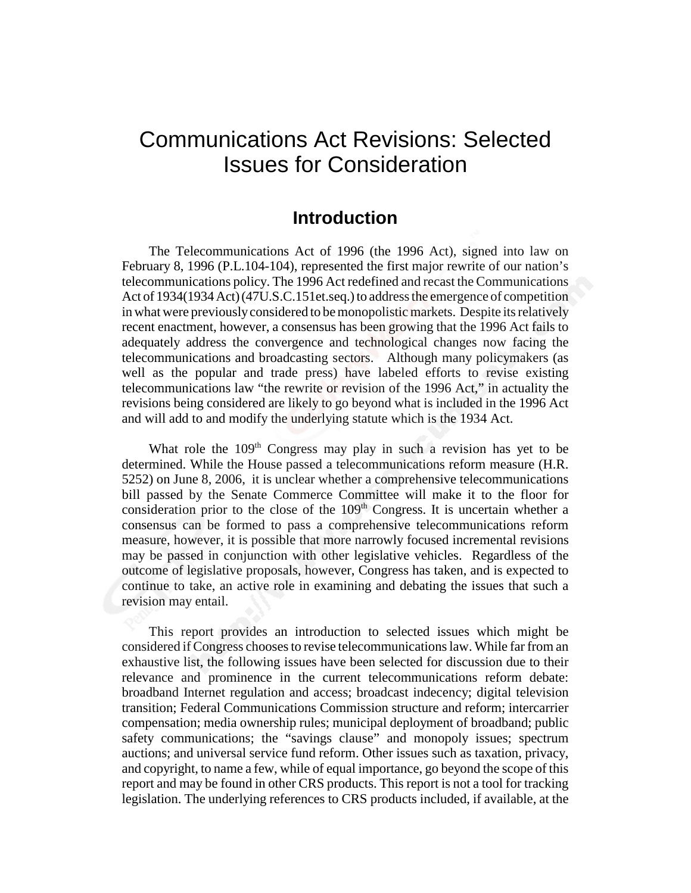# Communications Act Revisions: Selected Issues for Consideration

## Introduction

The Telecommunications Act of 1996 (the 1996 Act), signed into law on February 8, 1996 (P.L.104-104), represented the first major rewrite of our nation's telecommunications policy. The 1996 Act redefined and recast the Communications Act of 1934(1934 Act) (47U.S.C.151et.seq.) to address the emergence of competition in what were previously considered to be monopolistic markets. Despite its relatively recent enactment, however, a consensus has been growing that the 1996 Act fails to adequately address the convergence and technological changes now facing the telecommunications and broadcasting sectors. Although many policymakers (as well as the popular and trade press) have labeled efforts to revise existing telecommunications law "the rewrite or revision of the 1996 Act," in actuality the revisions being considered are likely to go beyond what is included in the 1996 Act and will add to and modify the underlying statute which is the 1934 Act.

What role the 109th Congress may play in such a revision has yet to be determined. While the House passed a telecommunications reform measure (H.R. 5252) on June 8, 2006, it is unclear whether a comprehensive telecommunications bill passed by the Senate Commerce Committee will make it to the floor for consideration prior to the close of the 109th Congress. It is uncertain whether a consensus can be formed to pass a comprehensive telecommunications reform measure, however, it is possible that more narrowly focused incremental revisions may be passed in conjunction with other legislative vehicles. Regardless of the outcome of legislative proposals, however, Congress has taken, and is expected to continue to take, an active role in examining and debating the issues that such a revision may entail.

This report provides an introduction to selected issues which might be considered if Congress chooses to revise telecommunications law. While far from an exhaustive list, the following issues have been selected for discussion due to their relevance and prominence in the current telecommunications reform debate: broadband Internet regulation and access; broadcast indecency; digital television transition; Federal Communications Commission structure and reform; intercarrier compensation; media ownership rules; municipal deployment of broadband; public safety communications; the "savings clause" and monopoly issues; spectrum auctions; and universal service fund reform. Other issues such as taxation, privacy, and copyright, to name a few, while of equal importance, go beyond the scope of this report and may be found in other CRS products. This report is not a tool for tracking legislation. The underlying references to CRS products included, if available, at the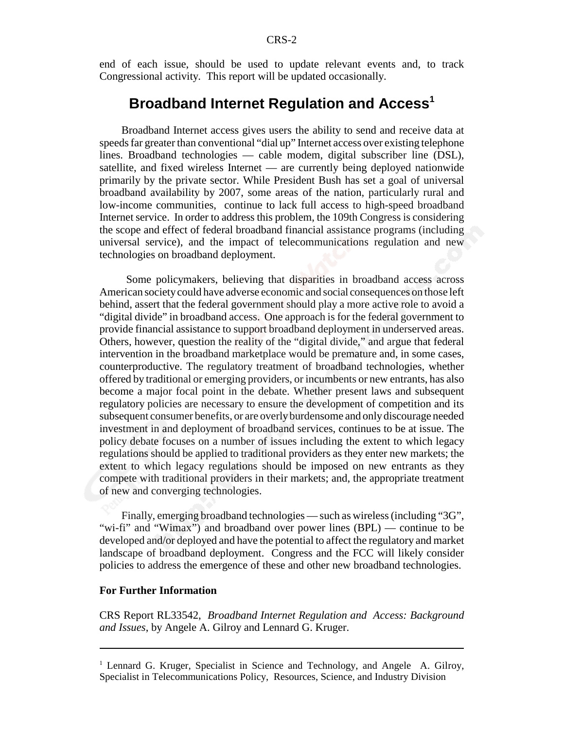end of each issue, should be used to update relevant events and, to track Congressional activity. This report will be updated occasionally.

# Broadband Internet Regulation and Access[1]

Broadband Internet access gives users the ability to send and receive data at speeds far greater than conventional "dial up" Internet access over existing telephone lines. Broadband technologies — cable modem, digital subscriber line (DSL), satellite, and fixed wireless Internet — are currently being deployed nationwide primarily by the private sector. While President Bush has set a goal of universal broadband availability by 2007, some areas of the nation, particularly rural and low-income communities, continue to lack full access to high-speed broadband Internet service. In order to address this problem, the 109th Congress is considering the scope and effect of federal broadband financial assistance programs (including universal service), and the impact of telecommunications regulation and new technologies on broadband deployment.

Some policymakers, believing that disparities in broadband access across American society could have adverse economic and social consequences on those left behind, assert that the federal government should play a more active role to avoid a "digital divide" in broadband access. One approach is for the federal government to provide financial assistance to support broadband deployment in underserved areas. Others, however, question the reality of the "digital divide," and argue that federal intervention in the broadband marketplace would be premature and, in some cases, counterproductive. The regulatory treatment of broadband technologies, whether offered by traditional or emerging providers, or incumbents or new entrants, has also become a major focal point in the debate. Whether present laws and subsequent regulatory policies are necessary to ensure the development of competition and its subsequent consumer benefits, or are overly burdensome and only discourage needed investment in and deployment of broadband services, continues to be at issue. The policy debate focuses on a number of issues including the extent to which legacy regulations should be applied to traditional providers as they enter new markets; the extent to which legacy regulations should be imposed on new entrants as they compete with traditional providers in their markets; and, the appropriate treatment of new and converging technologies.

Finally, emerging broadband technologies — such as wireless (including "3G", "wi-fi" and "Wimax") and broadband over power lines (BPL) — continue to be developed and/or deployed and have the potential to affect the regulatory and market landscape of broadband deployment. Congress and the FCC will likely consider policies to address the emergence of these and other new broadband technologies.

**For Further Information**

CRS Report RL33542, *Broadband Internet Regulation and Access: Background and Issues*, by Angele A. Gilroy and Lennard G. Kruger.

---

[1] Lennard G. Kruger, Specialist in Science and Technology, and Angele A. Gilroy, Specialist in Telecommunications Policy, Resources, Science, and Industry Division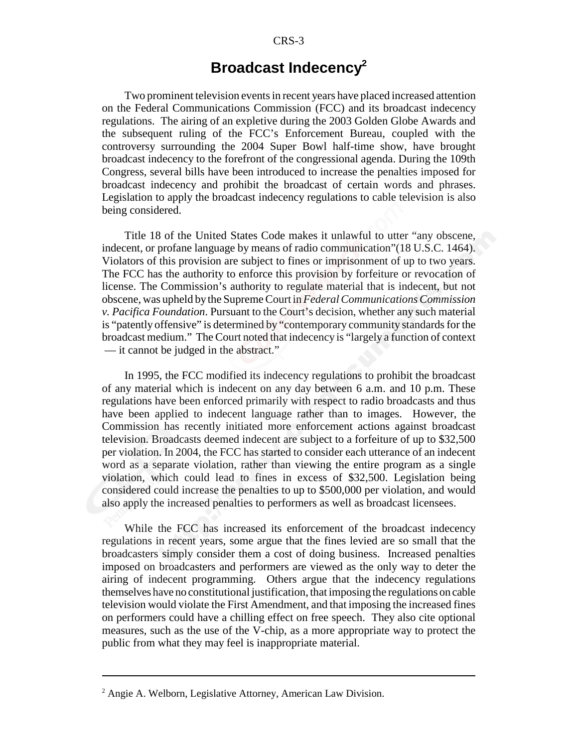# Broadcast Indecency[2]

Two prominent television events in recent years have placed increased attention on the Federal Communications Commission (FCC) and its broadcast indecency regulations. The airing of an expletive during the 2003 Golden Globe Awards and the subsequent ruling of the FCC's Enforcement Bureau, coupled with the controversy surrounding the 2004 Super Bowl half-time show, have brought broadcast indecency to the forefront of the congressional agenda. During the 109th Congress, several bills have been introduced to increase the penalties imposed for broadcast indecency and prohibit the broadcast of certain words and phrases. Legislation to apply the broadcast indecency regulations to cable television is also being considered.

Title 18 of the United States Code makes it unlawful to utter "any obscene, indecent, or profane language by means of radio communication"(18 U.S.C. 1464). Violators of this provision are subject to fines or imprisonment of up to two years. The FCC has the authority to enforce this provision by forfeiture or revocation of license. The Commission's authority to regulate material that is indecent, but not obscene, was upheld by the Supreme Court in *Federal Communications Commission v. Pacifica Foundation*. Pursuant to the Court's decision, whether any such material is "patently offensive" is determined by "contemporary community standards for the broadcast medium." The Court noted that indecency is "largely a function of context — it cannot be judged in the abstract."

In 1995, the FCC modified its indecency regulations to prohibit the broadcast of any material which is indecent on any day between 6 a.m. and 10 p.m. These regulations have been enforced primarily with respect to radio broadcasts and thus have been applied to indecent language rather than to images. However, the Commission has recently initiated more enforcement actions against broadcast television. Broadcasts deemed indecent are subject to a forfeiture of up to $32,500 per violation. In 2004, the FCC has started to consider each utterance of an indecent word as a separate violation, rather than viewing the entire program as a single violation, which could lead to fines in excess of $32,500. Legislation being considered could increase the penalties to up to $500,000 per violation, and would also apply the increased penalties to performers as well as broadcast licensees.

While the FCC has increased its enforcement of the broadcast indecency regulations in recent years, some argue that the fines levied are so small that the broadcasters simply consider them a cost of doing business. Increased penalties imposed on broadcasters and performers are viewed as the only way to deter the airing of indecent programming. Others argue that the indecency regulations themselves have no constitutional justification, that imposing the regulations on cable television would violate the First Amendment, and that imposing the increased fines on performers could have a chilling effect on free speech. They also cite optional measures, such as the use of the V-chip, as a more appropriate way to protect the public from what they may feel is inappropriate material.

---

[2] Angie A. Welborn, Legislative Attorney, American Law Division.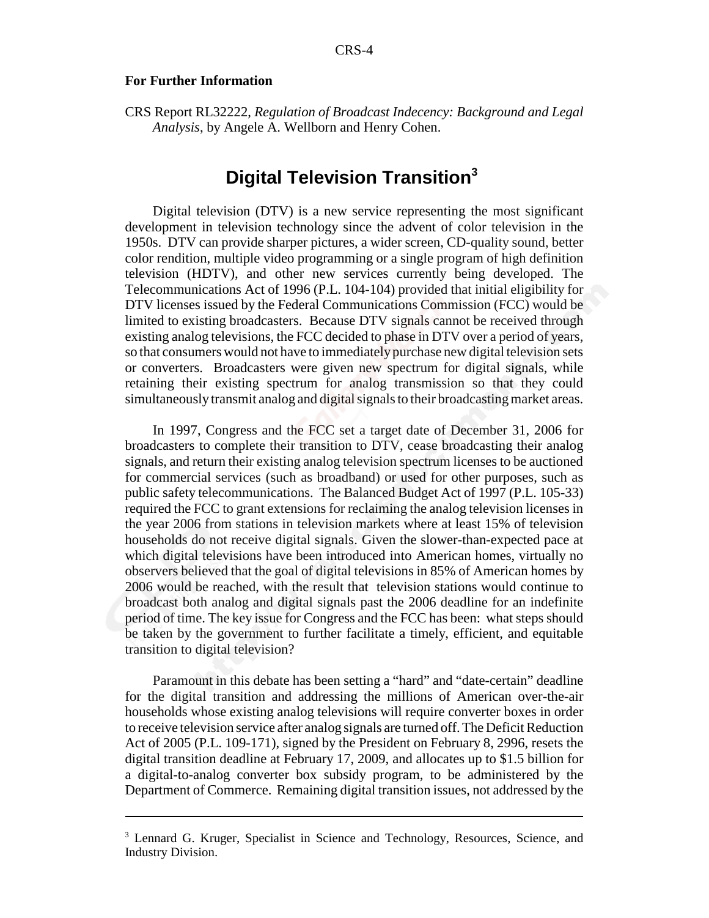**For Further Information**

CRS Report RL32222, *Regulation of Broadcast Indecency: Background and Legal Analysis*, by Angele A. Wellborn and Henry Cohen.

## Digital Television Transition[3]

Digital television (DTV) is a new service representing the most significant development in television technology since the advent of color television in the 1950s. DTV can provide sharper pictures, a wider screen, CD-quality sound, better color rendition, multiple video programming or a single program of high definition television (HDTV), and other new services currently being developed. The Telecommunications Act of 1996 (P.L. 104-104) provided that initial eligibility for DTV licenses issued by the Federal Communications Commission (FCC) would be limited to existing broadcasters. Because DTV signals cannot be received through existing analog televisions, the FCC decided to phase in DTV over a period of years, so that consumers would not have to immediately purchase new digital television sets or converters. Broadcasters were given new spectrum for digital signals, while retaining their existing spectrum for analog transmission so that they could simultaneously transmit analog and digital signals to their broadcasting market areas.

In 1997, Congress and the FCC set a target date of December 31, 2006 for broadcasters to complete their transition to DTV, cease broadcasting their analog signals, and return their existing analog television spectrum licenses to be auctioned for commercial services (such as broadband) or used for other purposes, such as public safety telecommunications. The Balanced Budget Act of 1997 (P.L. 105-33) required the FCC to grant extensions for reclaiming the analog television licenses in the year 2006 from stations in television markets where at least 15% of television households do not receive digital signals. Given the slower-than-expected pace at which digital televisions have been introduced into American homes, virtually no observers believed that the goal of digital televisions in 85% of American homes by 2006 would be reached, with the result that television stations would continue to broadcast both analog and digital signals past the 2006 deadline for an indefinite period of time. The key issue for Congress and the FCC has been: what steps should be taken by the government to further facilitate a timely, efficient, and equitable transition to digital television?

Paramount in this debate has been setting a "hard" and "date-certain" deadline for the digital transition and addressing the millions of American over-the-air households whose existing analog televisions will require converter boxes in order to receive television service after analog signals are turned off. The Deficit Reduction Act of 2005 (P.L. 109-171), signed by the President on February 8, 2996, resets the digital transition deadline at February 17, 2009, and allocates up to $1.5 billion for a digital-to-analog converter box subsidy program, to be administered by the Department of Commerce. Remaining digital transition issues, not addressed by the

---

[3] Lennard G. Kruger, Specialist in Science and Technology, Resources, Science, and Industry Division.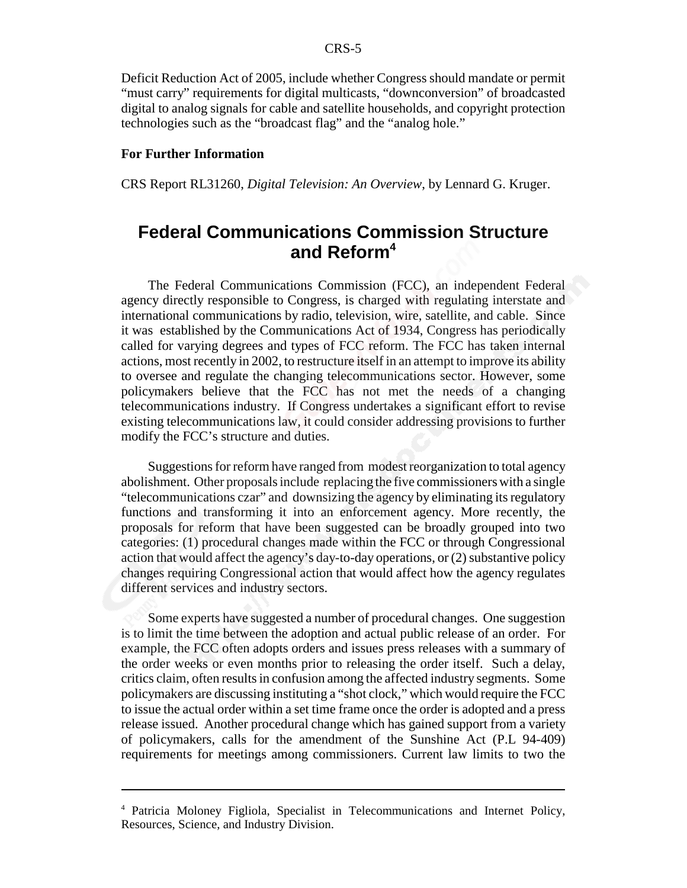Deficit Reduction Act of 2005, include whether Congress should mandate or permit "must carry" requirements for digital multicasts, "downconversion" of broadcasted digital to analog signals for cable and satellite households, and copyright protection technologies such as the "broadcast flag" and the "analog hole."

**For Further Information**

CRS Report RL31260, *Digital Television: An Overview*, by Lennard G. Kruger.

## Federal Communications Commission Structure and Reform[4]

The Federal Communications Commission (FCC), an independent Federal agency directly responsible to Congress, is charged with regulating interstate and international communications by radio, television, wire, satellite, and cable. Since it was established by the Communications Act of 1934, Congress has periodically called for varying degrees and types of FCC reform. The FCC has taken internal actions, most recently in 2002, to restructure itself in an attempt to improve its ability to oversee and regulate the changing telecommunications sector. However, some policymakers believe that the FCC has not met the needs of a changing telecommunications industry. If Congress undertakes a significant effort to revise existing telecommunications law, it could consider addressing provisions to further modify the FCC's structure and duties.

Suggestions for reform have ranged from modest reorganization to total agency abolishment. Other proposals include replacing the five commissioners with a single "telecommunications czar" and downsizing the agency by eliminating its regulatory functions and transforming it into an enforcement agency. More recently, the proposals for reform that have been suggested can be broadly grouped into two categories: (1) procedural changes made within the FCC or through Congressional action that would affect the agency's day-to-day operations, or (2) substantive policy changes requiring Congressional action that would affect how the agency regulates different services and industry sectors.

Some experts have suggested a number of procedural changes. One suggestion is to limit the time between the adoption and actual public release of an order. For example, the FCC often adopts orders and issues press releases with a summary of the order weeks or even months prior to releasing the order itself. Such a delay, critics claim, often results in confusion among the affected industry segments. Some policymakers are discussing instituting a "shot clock," which would require the FCC to issue the actual order within a set time frame once the order is adopted and a press release issued. Another procedural change which has gained support from a variety of policymakers, calls for the amendment of the Sunshine Act (P.L 94-409) requirements for meetings among commissioners. Current law limits to two the

---

[4] Patricia Moloney Figliola, Specialist in Telecommunications and Internet Policy, Resources, Science, and Industry Division.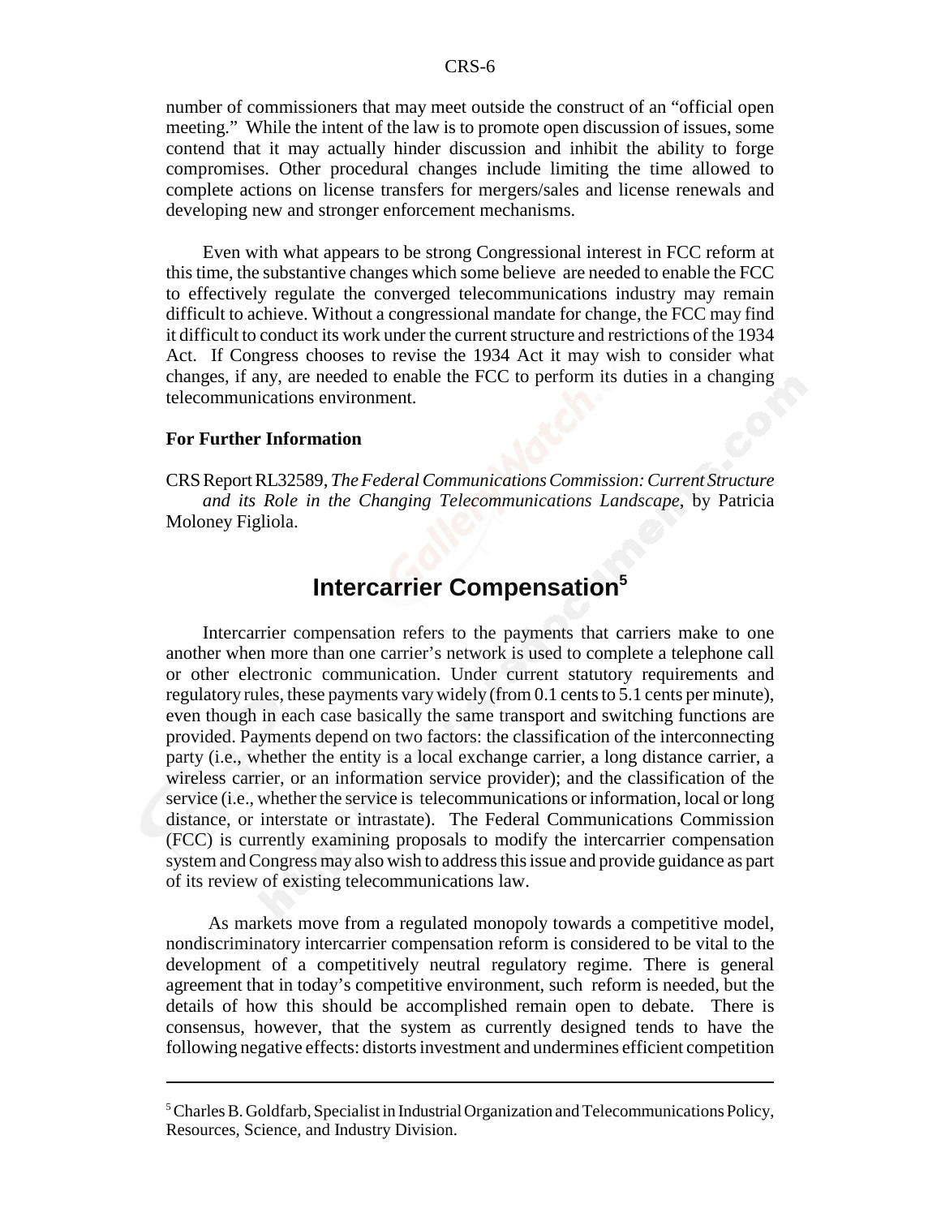number of commissioners that may meet outside the construct of an "official open meeting." While the intent of the law is to promote open discussion of issues, some contend that it may actually hinder discussion and inhibit the ability to forge compromises. Other procedural changes include limiting the time allowed to complete actions on license transfers for mergers/sales and license renewals and developing new and stronger enforcement mechanisms.

Even with what appears to be strong Congressional interest in FCC reform at this time, the substantive changes which some believe are needed to enable the FCC to effectively regulate the converged telecommunications industry may remain difficult to achieve. Without a congressional mandate for change, the FCC may find it difficult to conduct its work under the current structure and restrictions of the 1934 Act. If Congress chooses to revise the 1934 Act it may wish to consider what changes, if any, are needed to enable the FCC to perform its duties in a changing telecommunications environment.

**For Further Information**

CRS Report RL32589, *The Federal Communications Commission: Current Structure and its Role in the Changing Telecommunications Landscape*, by Patricia Moloney Figliola.

## Intercarrier Compensation[5]

Intercarrier compensation refers to the payments that carriers make to one another when more than one carrier's network is used to complete a telephone call or other electronic communication. Under current statutory requirements and regulatory rules, these payments vary widely (from 0.1 cents to 5.1 cents per minute), even though in each case basically the same transport and switching functions are provided. Payments depend on two factors: the classification of the interconnecting party (i.e., whether the entity is a local exchange carrier, a long distance carrier, a wireless carrier, or an information service provider); and the classification of the service (i.e., whether the service is telecommunications or information, local or long distance, or interstate or intrastate). The Federal Communications Commission (FCC) is currently examining proposals to modify the intercarrier compensation system and Congress may also wish to address this issue and provide guidance as part of its review of existing telecommunications law.

As markets move from a regulated monopoly towards a competitive model, nondiscriminatory intercarrier compensation reform is considered to be vital to the development of a competitively neutral regulatory regime. There is general agreement that in today's competitive environment, such reform is needed, but the details of how this should be accomplished remain open to debate. There is consensus, however, that the system as currently designed tends to have the following negative effects: distorts investment and undermines efficient competition

---

[5] Charles B. Goldfarb, Specialist in Industrial Organization and Telecommunications Policy, Resources, Science, and Industry Division.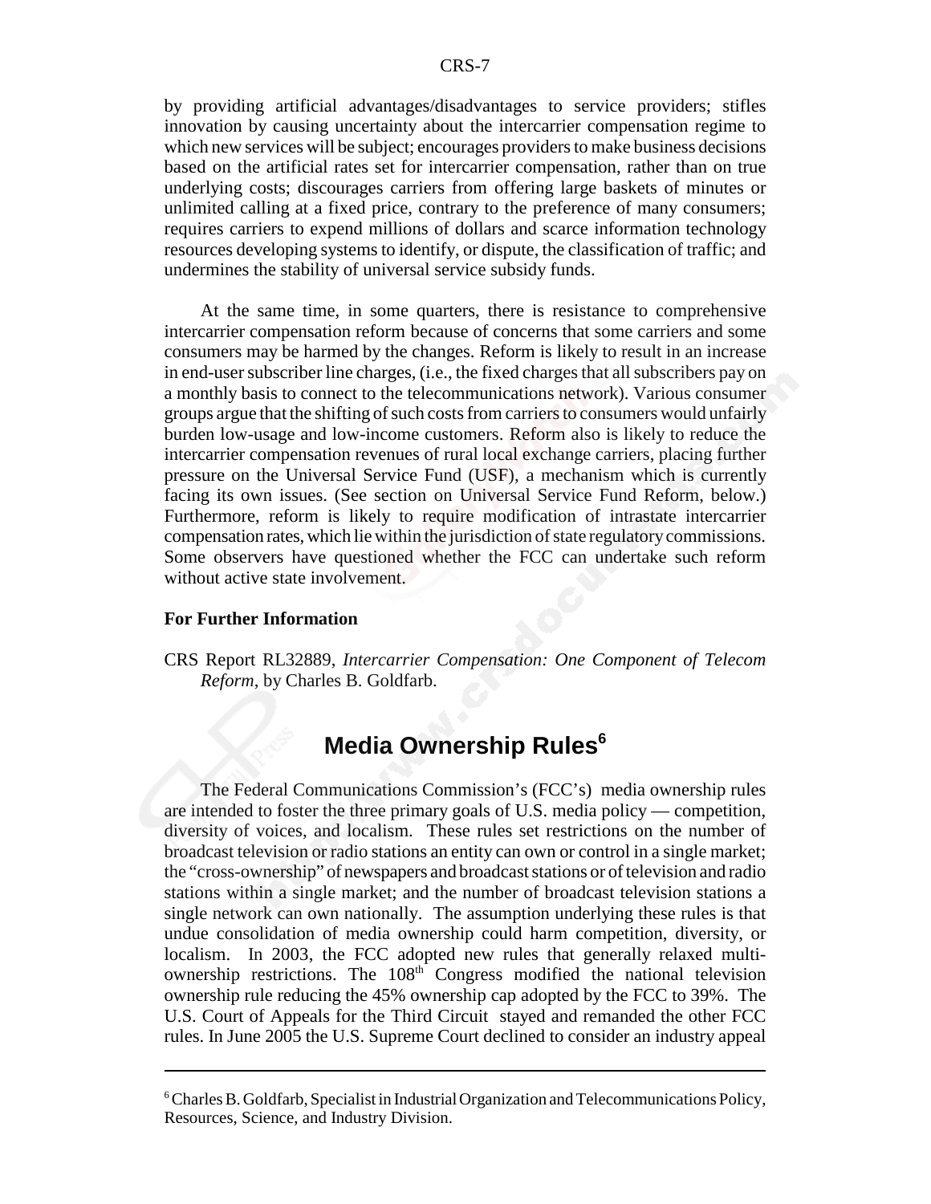by providing artificial advantages/disadvantages to service providers; stifles innovation by causing uncertainty about the intercarrier compensation regime to which new services will be subject; encourages providers to make business decisions based on the artificial rates set for intercarrier compensation, rather than on true underlying costs; discourages carriers from offering large baskets of minutes or unlimited calling at a fixed price, contrary to the preference of many consumers; requires carriers to expend millions of dollars and scarce information technology resources developing systems to identify, or dispute, the classification of traffic; and undermines the stability of universal service subsidy funds.

At the same time, in some quarters, there is resistance to comprehensive intercarrier compensation reform because of concerns that some carriers and some consumers may be harmed by the changes. Reform is likely to result in an increase in end-user subscriber line charges, (i.e., the fixed charges that all subscribers pay on a monthly basis to connect to the telecommunications network). Various consumer groups argue that the shifting of such costs from carriers to consumers would unfairly burden low-usage and low-income customers. Reform also is likely to reduce the intercarrier compensation revenues of rural local exchange carriers, placing further pressure on the Universal Service Fund (USF), a mechanism which is currently facing its own issues. (See section on Universal Service Fund Reform, below.) Furthermore, reform is likely to require modification of intrastate intercarrier compensation rates, which lie within the jurisdiction of state regulatory commissions. Some observers have questioned whether the FCC can undertake such reform without active state involvement.

**For Further Information**

CRS Report RL32889, *Intercarrier Compensation: One Component of Telecom Reform*, by Charles B. Goldfarb.

## Media Ownership Rules[6]

The Federal Communications Commission's (FCC's) media ownership rules are intended to foster the three primary goals of U.S. media policy — competition, diversity of voices, and localism. These rules set restrictions on the number of broadcast television or radio stations an entity can own or control in a single market; the "cross-ownership" of newspapers and broadcast stations or of television and radio stations within a single market; and the number of broadcast television stations a single network can own nationally. The assumption underlying these rules is that undue consolidation of media ownership could harm competition, diversity, or localism. In 2003, the FCC adopted new rules that generally relaxed multi-ownership restrictions. The 108th Congress modified the national television ownership rule reducing the 45% ownership cap adopted by the FCC to 39%. The U.S. Court of Appeals for the Third Circuit stayed and remanded the other FCC rules. In June 2005 the U.S. Supreme Court declined to consider an industry appeal

---

[6] Charles B. Goldfarb, Specialist in Industrial Organization and Telecommunications Policy, Resources, Science, and Industry Division.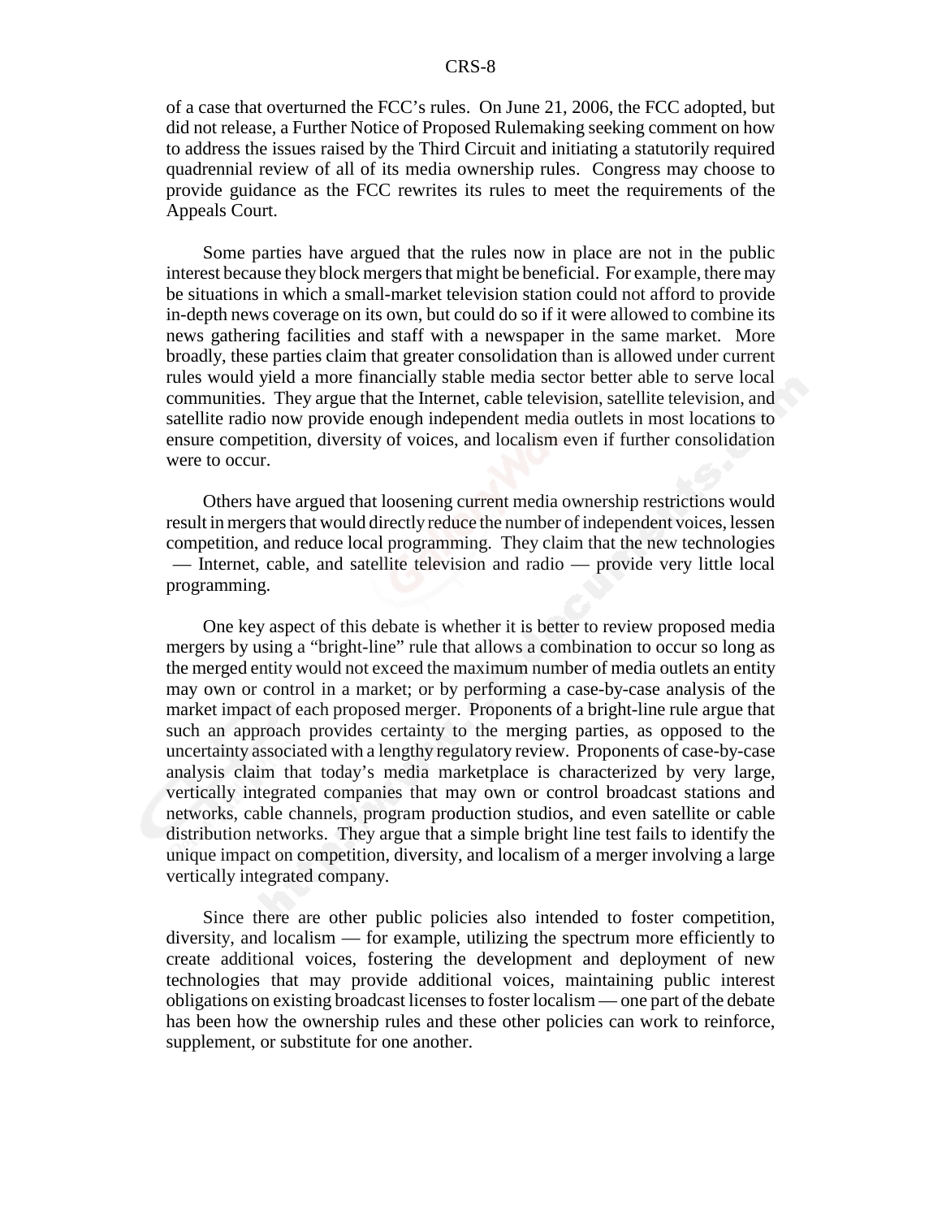of a case that overturned the FCC's rules. On June 21, 2006, the FCC adopted, but did not release, a Further Notice of Proposed Rulemaking seeking comment on how to address the issues raised by the Third Circuit and initiating a statutorily required quadrennial review of all of its media ownership rules. Congress may choose to provide guidance as the FCC rewrites its rules to meet the requirements of the Appeals Court.

Some parties have argued that the rules now in place are not in the public interest because they block mergers that might be beneficial. For example, there may be situations in which a small-market television station could not afford to provide in-depth news coverage on its own, but could do so if it were allowed to combine its news gathering facilities and staff with a newspaper in the same market. More broadly, these parties claim that greater consolidation than is allowed under current rules would yield a more financially stable media sector better able to serve local communities. They argue that the Internet, cable television, satellite television, and satellite radio now provide enough independent media outlets in most locations to ensure competition, diversity of voices, and localism even if further consolidation were to occur.

Others have argued that loosening current media ownership restrictions would result in mergers that would directly reduce the number of independent voices, lessen competition, and reduce local programming. They claim that the new technologies — Internet, cable, and satellite television and radio — provide very little local programming.

One key aspect of this debate is whether it is better to review proposed media mergers by using a "bright-line" rule that allows a combination to occur so long as the merged entity would not exceed the maximum number of media outlets an entity may own or control in a market; or by performing a case-by-case analysis of the market impact of each proposed merger. Proponents of a bright-line rule argue that such an approach provides certainty to the merging parties, as opposed to the uncertainty associated with a lengthy regulatory review. Proponents of case-by-case analysis claim that today's media marketplace is characterized by very large, vertically integrated companies that may own or control broadcast stations and networks, cable channels, program production studios, and even satellite or cable distribution networks. They argue that a simple bright line test fails to identify the unique impact on competition, diversity, and localism of a merger involving a large vertically integrated company.

Since there are other public policies also intended to foster competition, diversity, and localism — for example, utilizing the spectrum more efficiently to create additional voices, fostering the development and deployment of new technologies that may provide additional voices, maintaining public interest obligations on existing broadcast licenses to foster localism — one part of the debate has been how the ownership rules and these other policies can work to reinforce, supplement, or substitute for one another.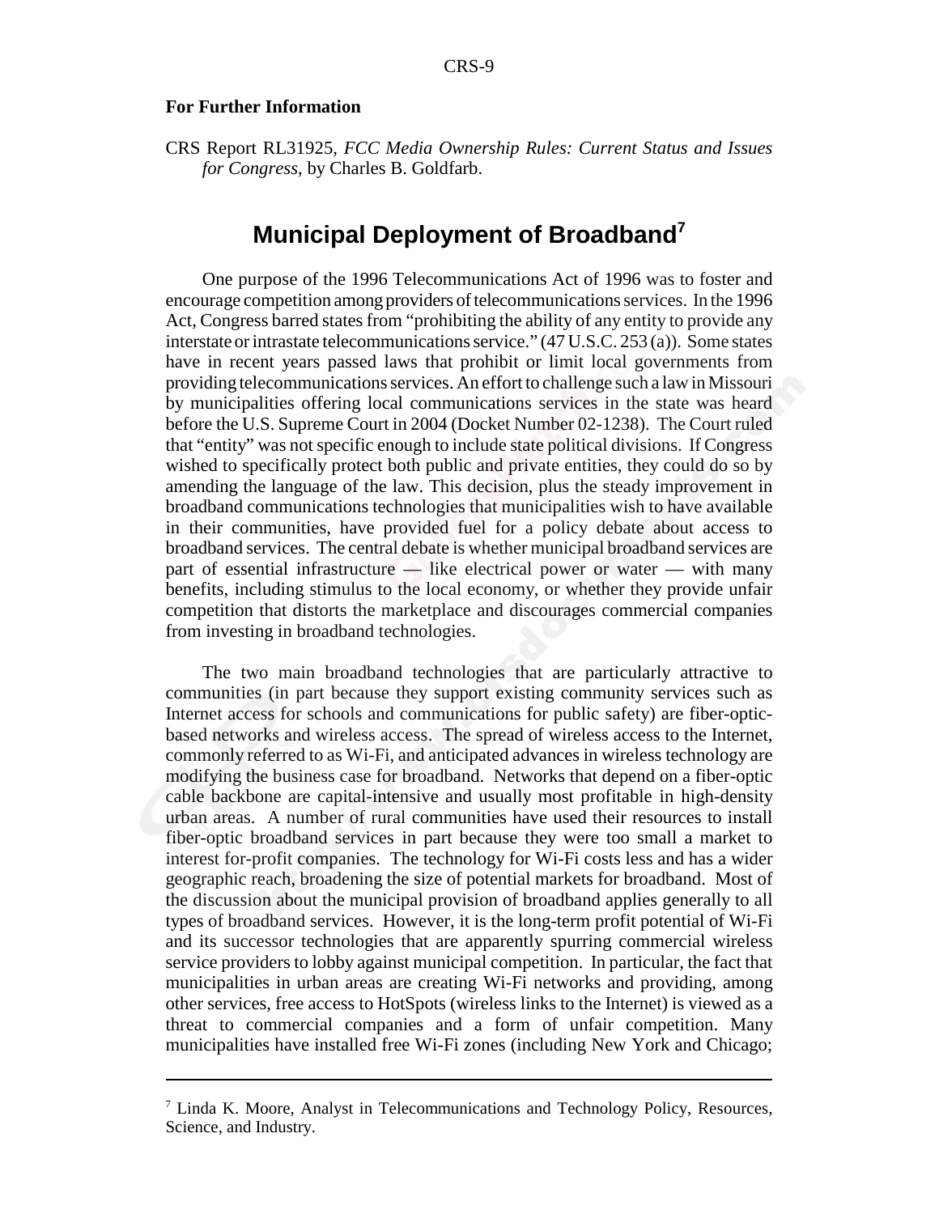**For Further Information**

CRS Report RL31925, *FCC Media Ownership Rules: Current Status and Issues for Congress*, by Charles B. Goldfarb.

## Municipal Deployment of Broadband[7]

One purpose of the 1996 Telecommunications Act of 1996 was to foster and encourage competition among providers of telecommunications services. In the 1996 Act, Congress barred states from "prohibiting the ability of any entity to provide any interstate or intrastate telecommunications service." (47 U.S.C. 253 (a)). Some states have in recent years passed laws that prohibit or limit local governments from providing telecommunications services. An effort to challenge such a law in Missouri by municipalities offering local communications services in the state was heard before the U.S. Supreme Court in 2004 (Docket Number 02-1238). The Court ruled that "entity" was not specific enough to include state political divisions. If Congress wished to specifically protect both public and private entities, they could do so by amending the language of the law. This decision, plus the steady improvement in broadband communications technologies that municipalities wish to have available in their communities, have provided fuel for a policy debate about access to broadband services. The central debate is whether municipal broadband services are part of essential infrastructure — like electrical power or water — with many benefits, including stimulus to the local economy, or whether they provide unfair competition that distorts the marketplace and discourages commercial companies from investing in broadband technologies.

The two main broadband technologies that are particularly attractive to communities (in part because they support existing community services such as Internet access for schools and communications for public safety) are fiber-optic-based networks and wireless access. The spread of wireless access to the Internet, commonly referred to as Wi-Fi, and anticipated advances in wireless technology are modifying the business case for broadband. Networks that depend on a fiber-optic cable backbone are capital-intensive and usually most profitable in high-density urban areas. A number of rural communities have used their resources to install fiber-optic broadband services in part because they were too small a market to interest for-profit companies. The technology for Wi-Fi costs less and has a wider geographic reach, broadening the size of potential markets for broadband. Most of the discussion about the municipal provision of broadband applies generally to all types of broadband services. However, it is the long-term profit potential of Wi-Fi and its successor technologies that are apparently spurring commercial wireless service providers to lobby against municipal competition. In particular, the fact that municipalities in urban areas are creating Wi-Fi networks and providing, among other services, free access to HotSpots (wireless links to the Internet) is viewed as a threat to commercial companies and a form of unfair competition. Many municipalities have installed free Wi-Fi zones (including New York and Chicago;

---

[7] Linda K. Moore, Analyst in Telecommunications and Technology Policy, Resources, Science, and Industry.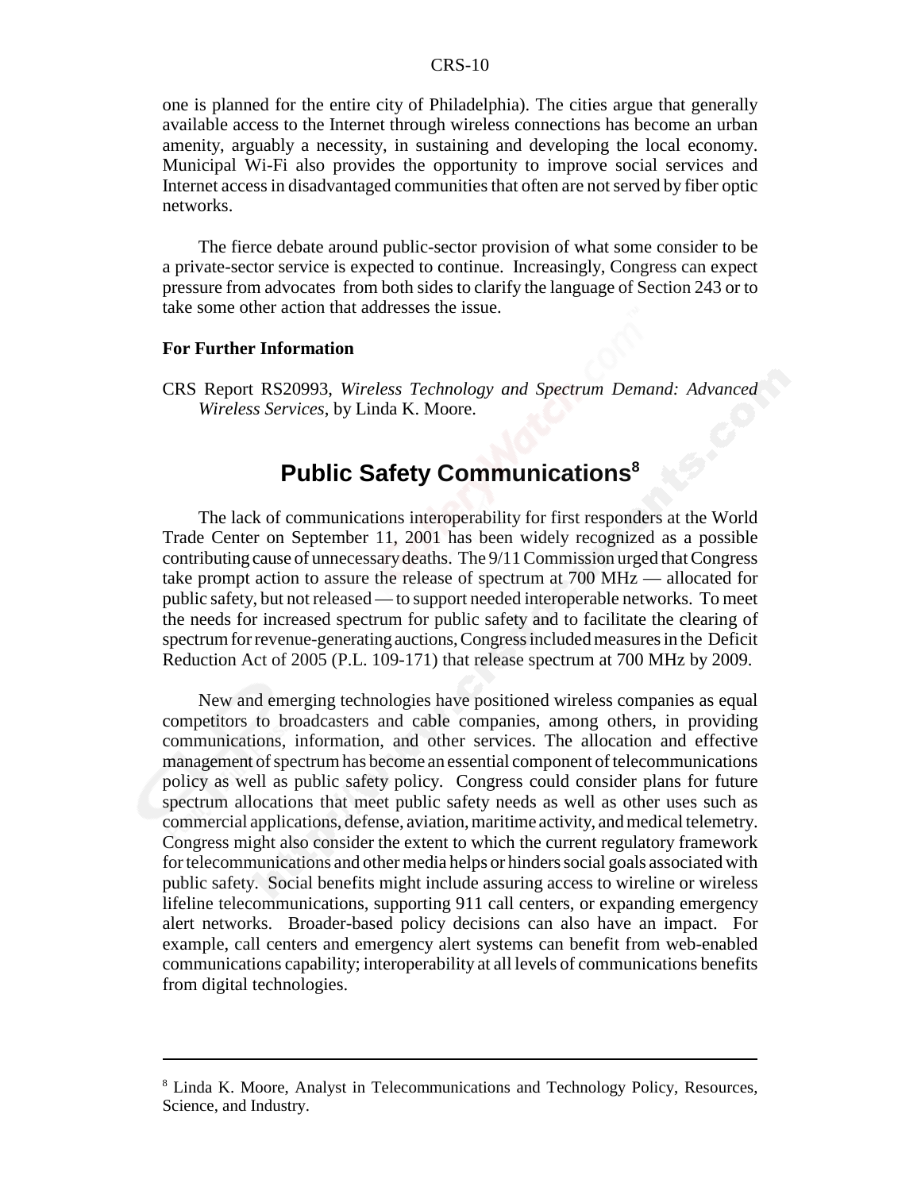one is planned for the entire city of Philadelphia). The cities argue that generally available access to the Internet through wireless connections has become an urban amenity, arguably a necessity, in sustaining and developing the local economy. Municipal Wi-Fi also provides the opportunity to improve social services and Internet access in disadvantaged communities that often are not served by fiber optic networks.

The fierce debate around public-sector provision of what some consider to be a private-sector service is expected to continue. Increasingly, Congress can expect pressure from advocates from both sides to clarify the language of Section 243 or to take some other action that addresses the issue.

**For Further Information**

CRS Report RS20993, *Wireless Technology and Spectrum Demand: Advanced Wireless Services*, by Linda K. Moore.

## Public Safety Communications[8]

The lack of communications interoperability for first responders at the World Trade Center on September 11, 2001 has been widely recognized as a possible contributing cause of unnecessary deaths. The 9/11 Commission urged that Congress take prompt action to assure the release of spectrum at 700 MHz — allocated for public safety, but not released — to support needed interoperable networks. To meet the needs for increased spectrum for public safety and to facilitate the clearing of spectrum for revenue-generating auctions, Congress included measures in the Deficit Reduction Act of 2005 (P.L. 109-171) that release spectrum at 700 MHz by 2009.

New and emerging technologies have positioned wireless companies as equal competitors to broadcasters and cable companies, among others, in providing communications, information, and other services. The allocation and effective management of spectrum has become an essential component of telecommunications policy as well as public safety policy. Congress could consider plans for future spectrum allocations that meet public safety needs as well as other uses such as commercial applications, defense, aviation, maritime activity, and medical telemetry. Congress might also consider the extent to which the current regulatory framework for telecommunications and other media helps or hinders social goals associated with public safety. Social benefits might include assuring access to wireline or wireless lifeline telecommunications, supporting 911 call centers, or expanding emergency alert networks. Broader-based policy decisions can also have an impact. For example, call centers and emergency alert systems can benefit from web-enabled communications capability; interoperability at all levels of communications benefits from digital technologies.

---

[8] Linda K. Moore, Analyst in Telecommunications and Technology Policy, Resources, Science, and Industry.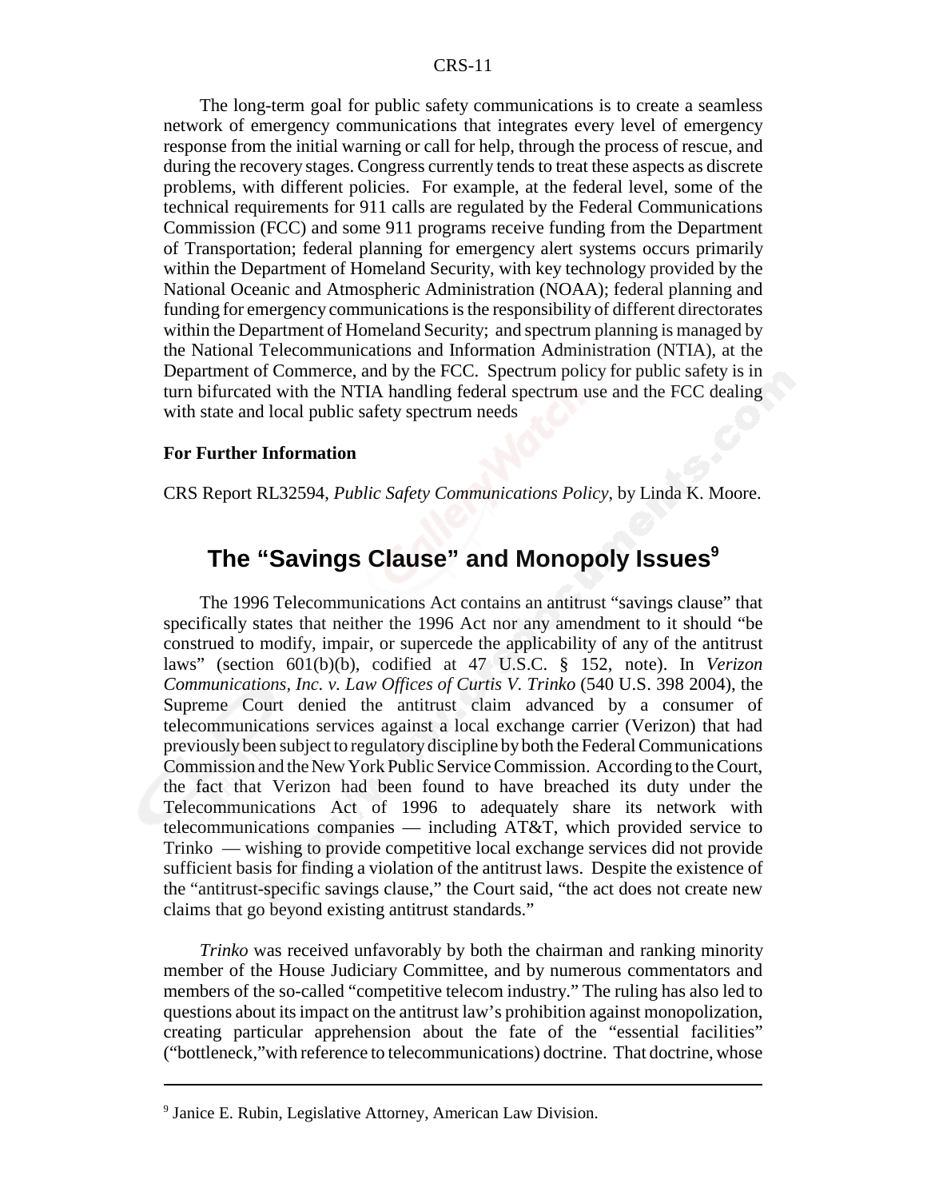The long-term goal for public safety communications is to create a seamless network of emergency communications that integrates every level of emergency response from the initial warning or call for help, through the process of rescue, and during the recovery stages. Congress currently tends to treat these aspects as discrete problems, with different policies. For example, at the federal level, some of the technical requirements for 911 calls are regulated by the Federal Communications Commission (FCC) and some 911 programs receive funding from the Department of Transportation; federal planning for emergency alert systems occurs primarily within the Department of Homeland Security, with key technology provided by the National Oceanic and Atmospheric Administration (NOAA); federal planning and funding for emergency communications is the responsibility of different directorates within the Department of Homeland Security; and spectrum planning is managed by the National Telecommunications and Information Administration (NTIA), at the Department of Commerce, and by the FCC. Spectrum policy for public safety is in turn bifurcated with the NTIA handling federal spectrum use and the FCC dealing with state and local public safety spectrum needs

**For Further Information**

CRS Report RL32594, *Public Safety Communications Policy*, by Linda K. Moore.

## The "Savings Clause" and Monopoly Issues[9]

The 1996 Telecommunications Act contains an antitrust "savings clause" that specifically states that neither the 1996 Act nor any amendment to it should "be construed to modify, impair, or supercede the applicability of any of the antitrust laws" (section 601(b)(b), codified at 47 U.S.C. § 152, note). In *Verizon Communications, Inc. v. Law Offices of Curtis V. Trinko* (540 U.S. 398 2004), the Supreme Court denied the antitrust claim advanced by a consumer of telecommunications services against a local exchange carrier (Verizon) that had previously been subject to regulatory discipline by both the Federal Communications Commission and the New York Public Service Commission. According to the Court, the fact that Verizon had been found to have breached its duty under the Telecommunications Act of 1996 to adequately share its network with telecommunications companies — including AT&T, which provided service to Trinko — wishing to provide competitive local exchange services did not provide sufficient basis for finding a violation of the antitrust laws. Despite the existence of the "antitrust-specific savings clause," the Court said, "the act does not create new claims that go beyond existing antitrust standards."

*Trinko* was received unfavorably by both the chairman and ranking minority member of the House Judiciary Committee, and by numerous commentators and members of the so-called "competitive telecom industry." The ruling has also led to questions about its impact on the antitrust law's prohibition against monopolization, creating particular apprehension about the fate of the "essential facilities" ("bottleneck,"with reference to telecommunications) doctrine. That doctrine, whose

---

[9] Janice E. Rubin, Legislative Attorney, American Law Division.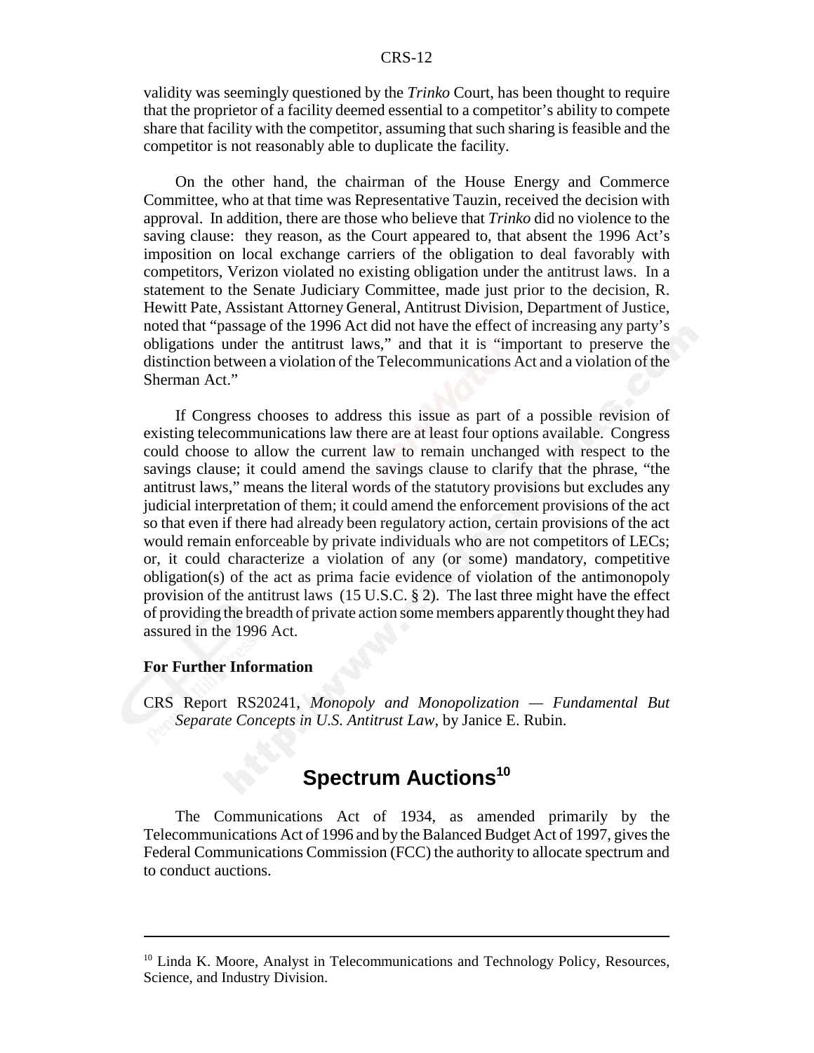validity was seemingly questioned by the *Trinko* Court, has been thought to require that the proprietor of a facility deemed essential to a competitor's ability to compete share that facility with the competitor, assuming that such sharing is feasible and the competitor is not reasonably able to duplicate the facility.

On the other hand, the chairman of the House Energy and Commerce Committee, who at that time was Representative Tauzin, received the decision with approval. In addition, there are those who believe that *Trinko* did no violence to the saving clause: they reason, as the Court appeared to, that absent the 1996 Act's imposition on local exchange carriers of the obligation to deal favorably with competitors, Verizon violated no existing obligation under the antitrust laws. In a statement to the Senate Judiciary Committee, made just prior to the decision, R. Hewitt Pate, Assistant Attorney General, Antitrust Division, Department of Justice, noted that "passage of the 1996 Act did not have the effect of increasing any party's obligations under the antitrust laws," and that it is "important to preserve the distinction between a violation of the Telecommunications Act and a violation of the Sherman Act."

If Congress chooses to address this issue as part of a possible revision of existing telecommunications law there are at least four options available. Congress could choose to allow the current law to remain unchanged with respect to the savings clause; it could amend the savings clause to clarify that the phrase, "the antitrust laws," means the literal words of the statutory provisions but excludes any judicial interpretation of them; it could amend the enforcement provisions of the act so that even if there had already been regulatory action, certain provisions of the act would remain enforceable by private individuals who are not competitors of LECs; or, it could characterize a violation of any (or some) mandatory, competitive obligation(s) of the act as prima facie evidence of violation of the antimonopoly provision of the antitrust laws (15 U.S.C. § 2). The last three might have the effect of providing the breadth of private action some members apparently thought they had assured in the 1996 Act.

**For Further Information**

CRS Report RS20241, *Monopoly and Monopolization — Fundamental But Separate Concepts in U.S. Antitrust Law*, by Janice E. Rubin.

## Spectrum Auctions[10]

The Communications Act of 1934, as amended primarily by the Telecommunications Act of 1996 and by the Balanced Budget Act of 1997, gives the Federal Communications Commission (FCC) the authority to allocate spectrum and to conduct auctions.

---

[10] Linda K. Moore, Analyst in Telecommunications and Technology Policy, Resources, Science, and Industry Division.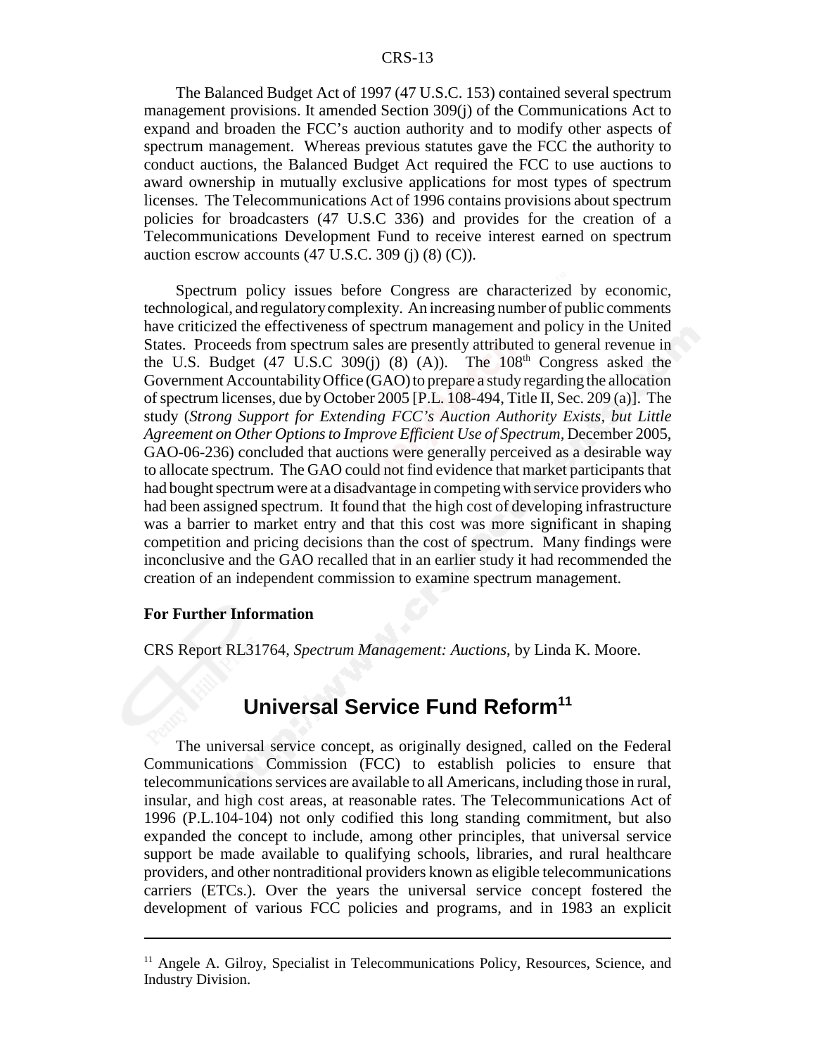The Balanced Budget Act of 1997 (47 U.S.C. 153) contained several spectrum management provisions. It amended Section 309(j) of the Communications Act to expand and broaden the FCC's auction authority and to modify other aspects of spectrum management. Whereas previous statutes gave the FCC the authority to conduct auctions, the Balanced Budget Act required the FCC to use auctions to award ownership in mutually exclusive applications for most types of spectrum licenses. The Telecommunications Act of 1996 contains provisions about spectrum policies for broadcasters (47 U.S.C 336) and provides for the creation of a Telecommunications Development Fund to receive interest earned on spectrum auction escrow accounts (47 U.S.C. 309 (j) (8) (C)).

Spectrum policy issues before Congress are characterized by economic, technological, and regulatory complexity. An increasing number of public comments have criticized the effectiveness of spectrum management and policy in the United States. Proceeds from spectrum sales are presently attributed to general revenue in the U.S. Budget (47 U.S.C 309(j) (8) (A)). The 108th Congress asked the Government Accountability Office (GAO) to prepare a study regarding the allocation of spectrum licenses, due by October 2005 [P.L. 108-494, Title II, Sec. 209 (a)]. The study (*Strong Support for Extending FCC's Auction Authority Exists, but Little Agreement on Other Options to Improve Efficient Use of Spectrum*, December 2005, GAO-06-236) concluded that auctions were generally perceived as a desirable way to allocate spectrum. The GAO could not find evidence that market participants that had bought spectrum were at a disadvantage in competing with service providers who had been assigned spectrum. It found that the high cost of developing infrastructure was a barrier to market entry and that this cost was more significant in shaping competition and pricing decisions than the cost of spectrum. Many findings were inconclusive and the GAO recalled that in an earlier study it had recommended the creation of an independent commission to examine spectrum management.

**For Further Information**

CRS Report RL31764, *Spectrum Management: Auctions*, by Linda K. Moore.

## Universal Service Fund Reform[11]

The universal service concept, as originally designed, called on the Federal Communications Commission (FCC) to establish policies to ensure that telecommunications services are available to all Americans, including those in rural, insular, and high cost areas, at reasonable rates. The Telecommunications Act of 1996 (P.L.104-104) not only codified this long standing commitment, but also expanded the concept to include, among other principles, that universal service support be made available to qualifying schools, libraries, and rural healthcare providers, and other nontraditional providers known as eligible telecommunications carriers (ETCs.). Over the years the universal service concept fostered the development of various FCC policies and programs, and in 1983 an explicit

---

[11] Angele A. Gilroy, Specialist in Telecommunications Policy, Resources, Science, and Industry Division.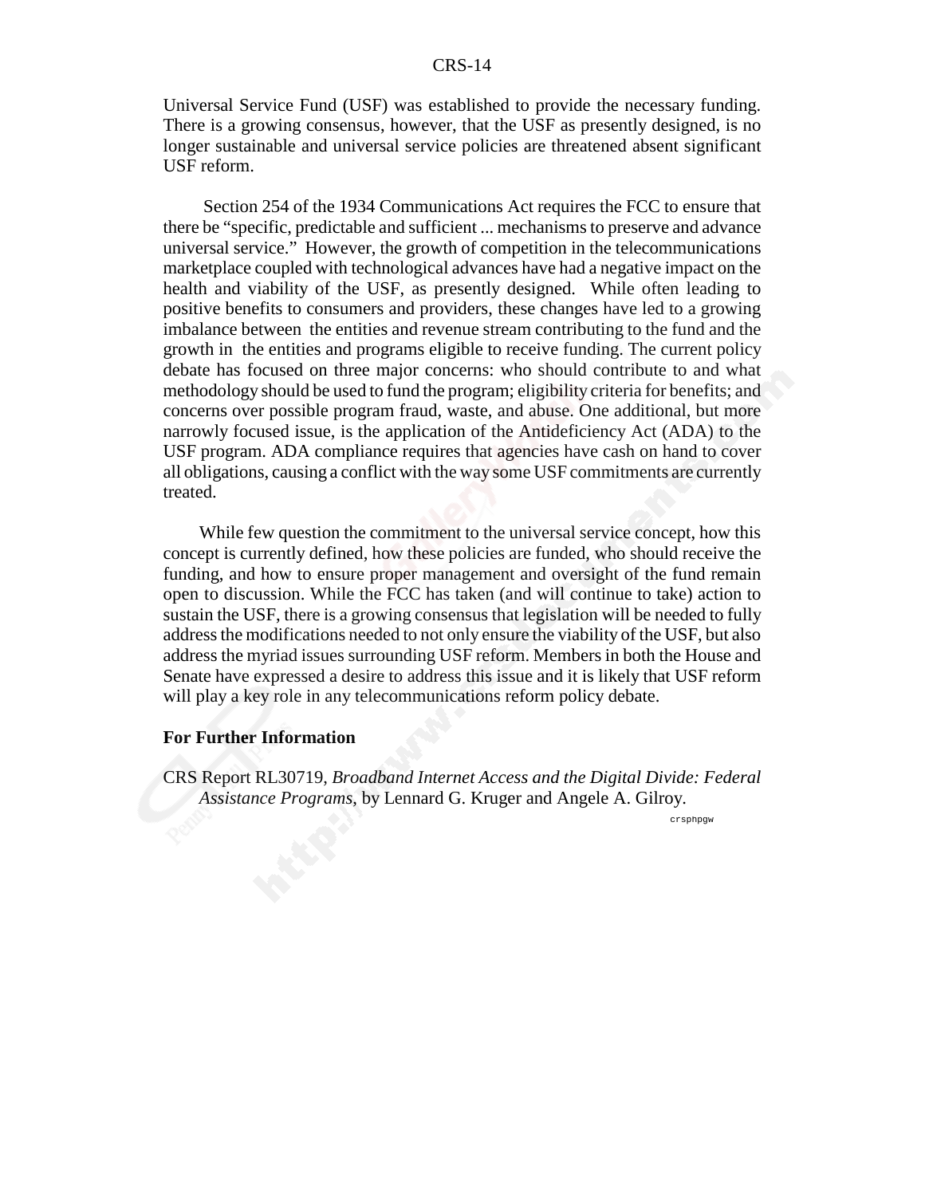Universal Service Fund (USF) was established to provide the necessary funding. There is a growing consensus, however, that the USF as presently designed, is no longer sustainable and universal service policies are threatened absent significant USF reform.

Section 254 of the 1934 Communications Act requires the FCC to ensure that there be "specific, predictable and sufficient ... mechanisms to preserve and advance universal service." However, the growth of competition in the telecommunications marketplace coupled with technological advances have had a negative impact on the health and viability of the USF, as presently designed. While often leading to positive benefits to consumers and providers, these changes have led to a growing imbalance between the entities and revenue stream contributing to the fund and the growth in the entities and programs eligible to receive funding. The current policy debate has focused on three major concerns: who should contribute to and what methodology should be used to fund the program; eligibility criteria for benefits; and concerns over possible program fraud, waste, and abuse. One additional, but more narrowly focused issue, is the application of the Antideficiency Act (ADA) to the USF program. ADA compliance requires that agencies have cash on hand to cover all obligations, causing a conflict with the way some USF commitments are currently treated.

While few question the commitment to the universal service concept, how this concept is currently defined, how these policies are funded, who should receive the funding, and how to ensure proper management and oversight of the fund remain open to discussion. While the FCC has taken (and will continue to take) action to sustain the USF, there is a growing consensus that legislation will be needed to fully address the modifications needed to not only ensure the viability of the USF, but also address the myriad issues surrounding USF reform. Members in both the House and Senate have expressed a desire to address this issue and it is likely that USF reform will play a key role in any telecommunications reform policy debate.

**For Further Information**

CRS Report RL30719, *Broadband Internet Access and the Digital Divide: Federal Assistance Programs*, by Lennard G. Kruger and Angele A. Gilroy.

crsphpgw